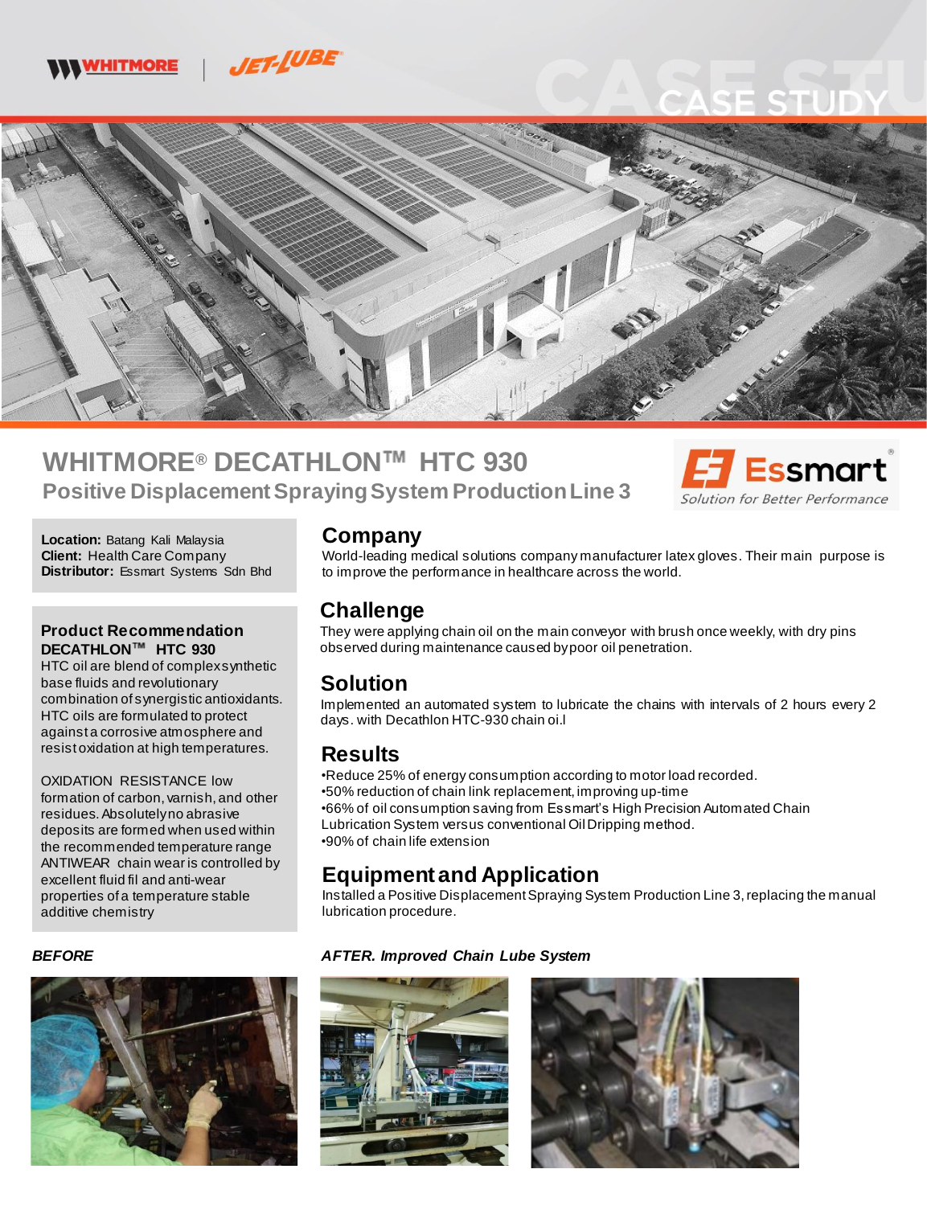WHITMORE | JET-LUBE

CASE STUDY

# WHITMORE® DECATHLON™ HTC 930

## Positive Displacement Spraying System Production Line 3

Essmart — Solution for Better Performance

**Location:** Batang Kali Malaysia
**Client:** Health Care Company
**Distributor:** Essmart Systems Sdn Bhd

### Product Recommendation

**DECATHLON™ HTC 930**

HTC oil are blend of complex synthetic base fluids and revolutionary combination of synergistic antioxidants. HTC oils are formulated to protect against a corrosive atmosphere and resist oxidation at high temperatures.

OXIDATION RESISTANCE low formation of carbon, varnish, and other residues. Absolutely no abrasive deposits are formed when used within the recommended temperature range ANTIWEAR chain wear is controlled by excellent fluid fil and anti-wear properties of a temperature stable additive chemistry

## Company

World-leading medical solutions company manufacturer latex gloves. Their main purpose is to improve the performance in healthcare across the world.

## Challenge

They were applying chain oil on the main conveyor with brush once weekly, with dry pins observed during maintenance caused by poor oil penetration.

## Solution

Implemented an automated system to lubricate the chains with intervals of 2 hours every 2 days. with Decathlon HTC-930 chain oi.l

## Results

- Reduce 25% of energy consumption according to motor load recorded.
- 50% reduction of chain link replacement, improving up-time
- 66% of oil consumption saving from Essmart's High Precision Automated Chain Lubrication System versus conventional Oil Dripping method.
- 90% of chain life extension

## Equipment and Application

Installed a Positive Displacement Spraying System Production Line 3, replacing the manual lubrication procedure.

***BEFORE***

***AFTER. Improved Chain Lube System***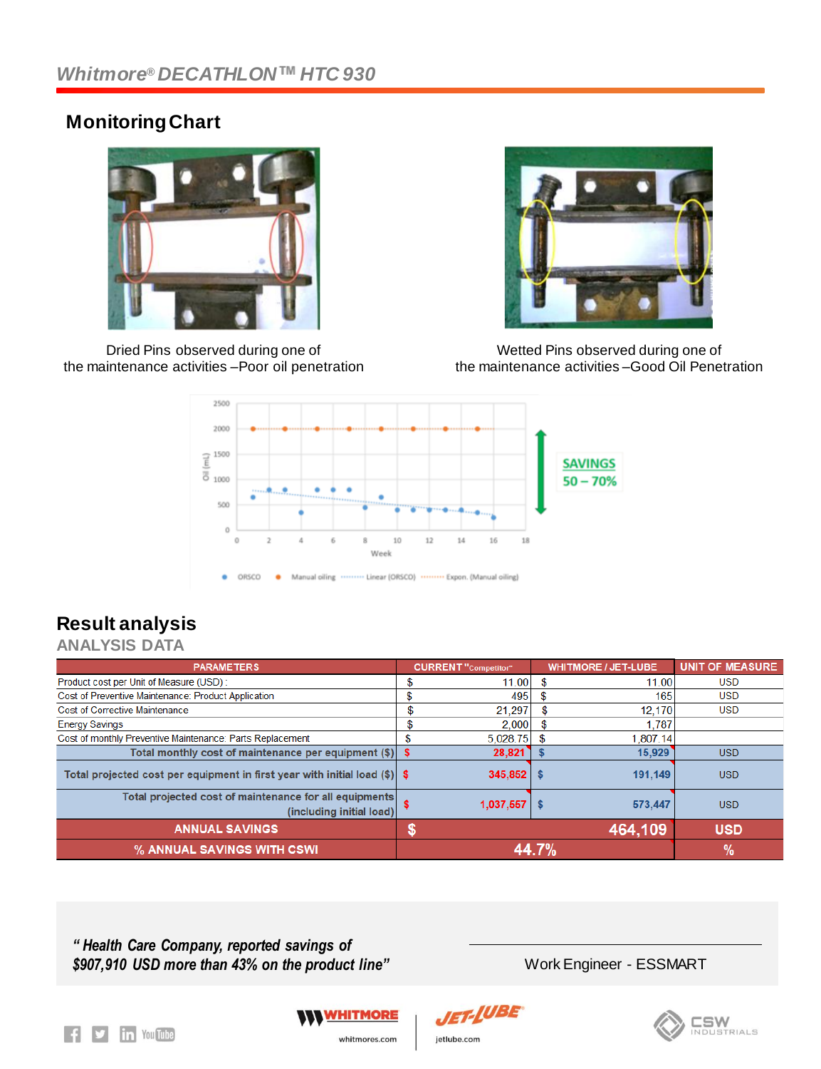## Monitoring Chart

Dried Pins observed during one of the maintenance activities – Poor oil penetration

Wetted Pins observed during one of the maintenance activities – Good Oil Penetration

2500
2000
1500
1000
500
0
Oil (mL)
0 2 4 6 8 10 12 14 16 18
Week
ORSCO Manual oiling Linear (ORSCO) Expon. (Manual oiling)

SAVINGS
50 – 70%

## Result analysis

### ANALYSIS DATA

| PARAMETERS | CURRENT "Competitor" | | WHITMORE / JET-LUBE | | UNIT OF MEASURE |
|---|---|---|---|---|---|
| Product cost per Unit of Measure (USD) : | $ | 11.00 | $ | 11.00 | USD |
| Cost of Preventive Maintenance: Product Application | $ | 495 | $ | 165 | USD |
| Cost of Corrective Maintenance | $ | 21,297 | $ | 12,170 | USD |
| Energy Savings | $ | 2,000 | $ | 1,787 | |
| Cost of monthly Preventive Maintenance: Parts Replacement | $ | 5,028.75 | $ | 1,807.14 | |
| Total monthly cost of maintenance per equipment ($) | $ | 28,821 | $ | 15,929 | USD |
| Total projected cost per equipment in first year with initial load ($) | $ | 345,852 | $ | 191,149 | USD |
| Total projected cost of maintenance for all equipments (including initial load) | $ | 1,037,557 | $ | 573,447 | USD |
| ANNUAL SAVINGS | $ | | | 464,109 | USD |
| % ANNUAL SAVINGS WITH CSWI | | | 44.7% | | % |

*"Health Care Company, reported savings of $907,910 USD more than 43% on the product line"*

Work Engineer - ESSMART

whitmores.com

jetlube.com